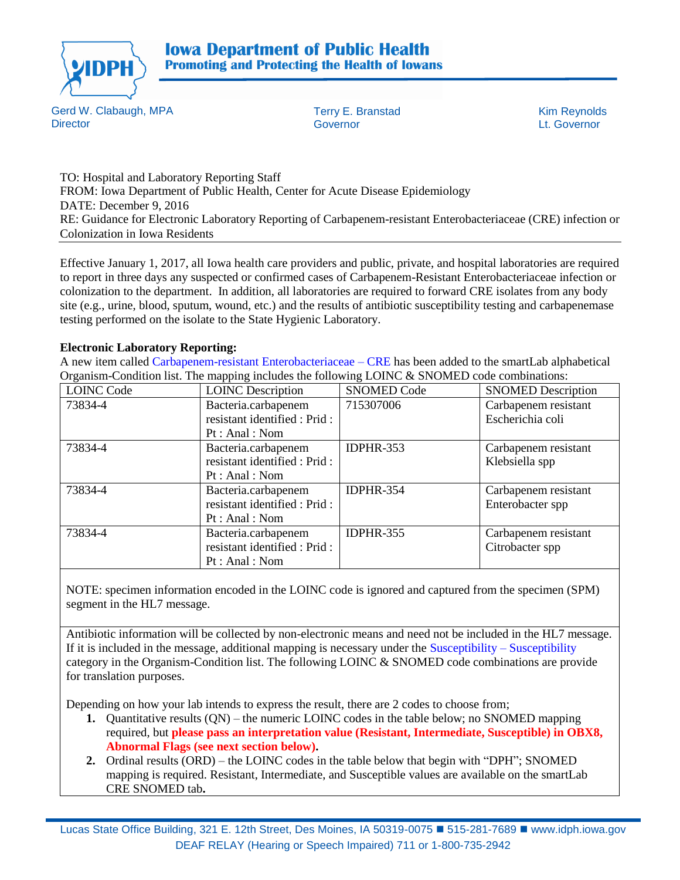# Iowa Department of Public Health

**Promoting and Protecting the Health of Iowans**

Gerd W. Clabaugh, MPA
Director

Terry E. Branstad
Governor

Kim Reynolds
Lt. Governor

TO: Hospital and Laboratory Reporting Staff
FROM: Iowa Department of Public Health, Center for Acute Disease Epidemiology
DATE: December 9, 2016
RE: Guidance for Electronic Laboratory Reporting of Carbapenem-resistant Enterobacteriaceae (CRE) infection or Colonization in Iowa Residents

Effective January 1, 2017, all Iowa health care providers and public, private, and hospital laboratories are required to report in three days any suspected or confirmed cases of Carbapenem-Resistant Enterobacteriaceae infection or colonization to the department. In addition, all laboratories are required to forward CRE isolates from any body site (e.g., urine, blood, sputum, wound, etc.) and the results of antibiotic susceptibility testing and carbapenemase testing performed on the isolate to the State Hygienic Laboratory.

**Electronic Laboratory Reporting:**

A new item called Carbapenem-resistant Enterobacteriaceae – CRE has been added to the smartLab alphabetical Organism-Condition list. The mapping includes the following LOINC & SNOMED code combinations:

| LOINC Code | LOINC Description | SNOMED Code | SNOMED Description |
|---|---|---|---|
| 73834-4 | Bacteria.carbapenem resistant identified : Prid : Pt : Anal : Nom | 715307006 | Carbapenem resistant Escherichia coli |
| 73834-4 | Bacteria.carbapenem resistant identified : Prid : Pt : Anal : Nom | IDPHR-353 | Carbapenem resistant Klebsiella spp |
| 73834-4 | Bacteria.carbapenem resistant identified : Prid : Pt : Anal : Nom | IDPHR-354 | Carbapenem resistant Enterobacter spp |
| 73834-4 | Bacteria.carbapenem resistant identified : Prid : Pt : Anal : Nom | IDPHR-355 | Carbapenem resistant Citrobacter spp |

NOTE: specimen information encoded in the LOINC code is ignored and captured from the specimen (SPM) segment in the HL7 message.

Antibiotic information will be collected by non-electronic means and need not be included in the HL7 message. If it is included in the message, additional mapping is necessary under the Susceptibility – Susceptibility category in the Organism-Condition list. The following LOINC & SNOMED code combinations are provide for translation purposes.

Depending on how your lab intends to express the result, there are 2 codes to choose from;

1. Quantitative results (QN) – the numeric LOINC codes in the table below; no SNOMED mapping required, but **please pass an interpretation value (Resistant, Intermediate, Susceptible) in OBX8, Abnormal Flags (see next section below).**
2. Ordinal results (ORD) – the LOINC codes in the table below that begin with "DPH"; SNOMED mapping is required. Resistant, Intermediate, and Susceptible values are available on the smartLab CRE SNOMED tab**.**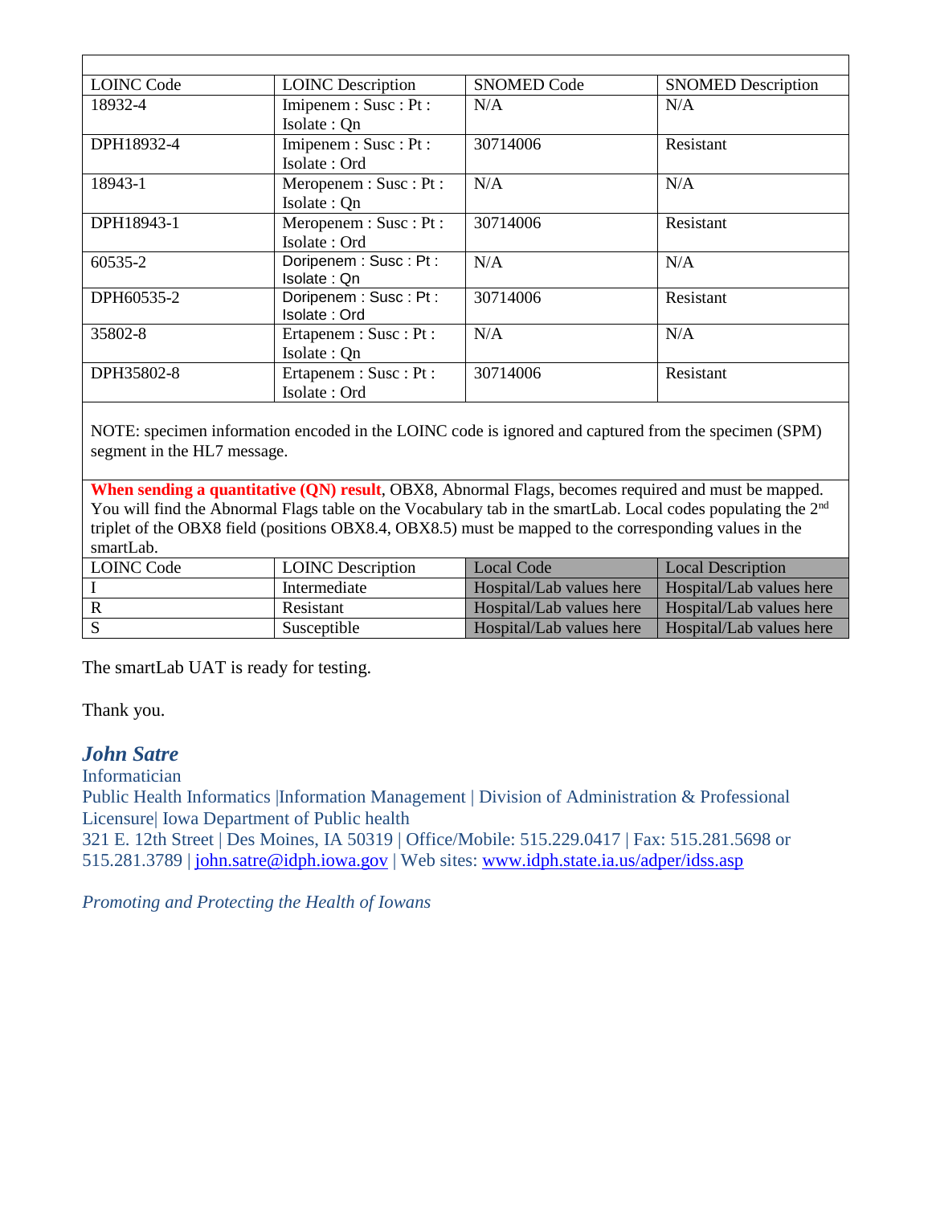| | | | |
|---|---|---|---|
| LOINC Code | LOINC Description | SNOMED Code | SNOMED Description |
| 18932-4 | Imipenem : Susc : Pt : Isolate : Qn | N/A | N/A |
| DPH18932-4 | Imipenem : Susc : Pt : Isolate : Ord | 30714006 | Resistant |
| 18943-1 | Meropenem : Susc : Pt : Isolate : Qn | N/A | N/A |
| DPH18943-1 | Meropenem : Susc : Pt : Isolate : Ord | 30714006 | Resistant |
| 60535-2 | Doripenem : Susc : Pt : Isolate : Qn | N/A | N/A |
| DPH60535-2 | Doripenem : Susc : Pt : Isolate : Ord | 30714006 | Resistant |
| 35802-8 | Ertapenem : Susc : Pt : Isolate : Qn | N/A | N/A |
| DPH35802-8 | Ertapenem : Susc : Pt : Isolate : Ord | 30714006 | Resistant |

NOTE: specimen information encoded in the LOINC code is ignored and captured from the specimen (SPM) segment in the HL7 message.

**When sending a quantitative (QN) result**, OBX8, Abnormal Flags, becomes required and must be mapped. You will find the Abnormal Flags table on the Vocabulary tab in the smartLab. Local codes populating the 2nd triplet of the OBX8 field (positions OBX8.4, OBX8.5) must be mapped to the corresponding values in the smartLab.

| LOINC Code | LOINC Description | Local Code | Local Description |
|---|---|---|---|
| I | Intermediate | Hospital/Lab values here | Hospital/Lab values here |
| R | Resistant | Hospital/Lab values here | Hospital/Lab values here |
| S | Susceptible | Hospital/Lab values here | Hospital/Lab values here |

The smartLab UAT is ready for testing.

Thank you.

***John Satre***
Informatician
Public Health Informatics |Information Management | Division of Administration & Professional Licensure| Iowa Department of Public health
321 E. 12th Street | Des Moines, IA 50319 | Office/Mobile: 515.229.0417 | Fax: 515.281.5698 or 515.281.3789 | john.satre@idph.iowa.gov | Web sites: www.idph.state.ia.us/adper/idss.asp

*Promoting and Protecting the Health of Iowans*